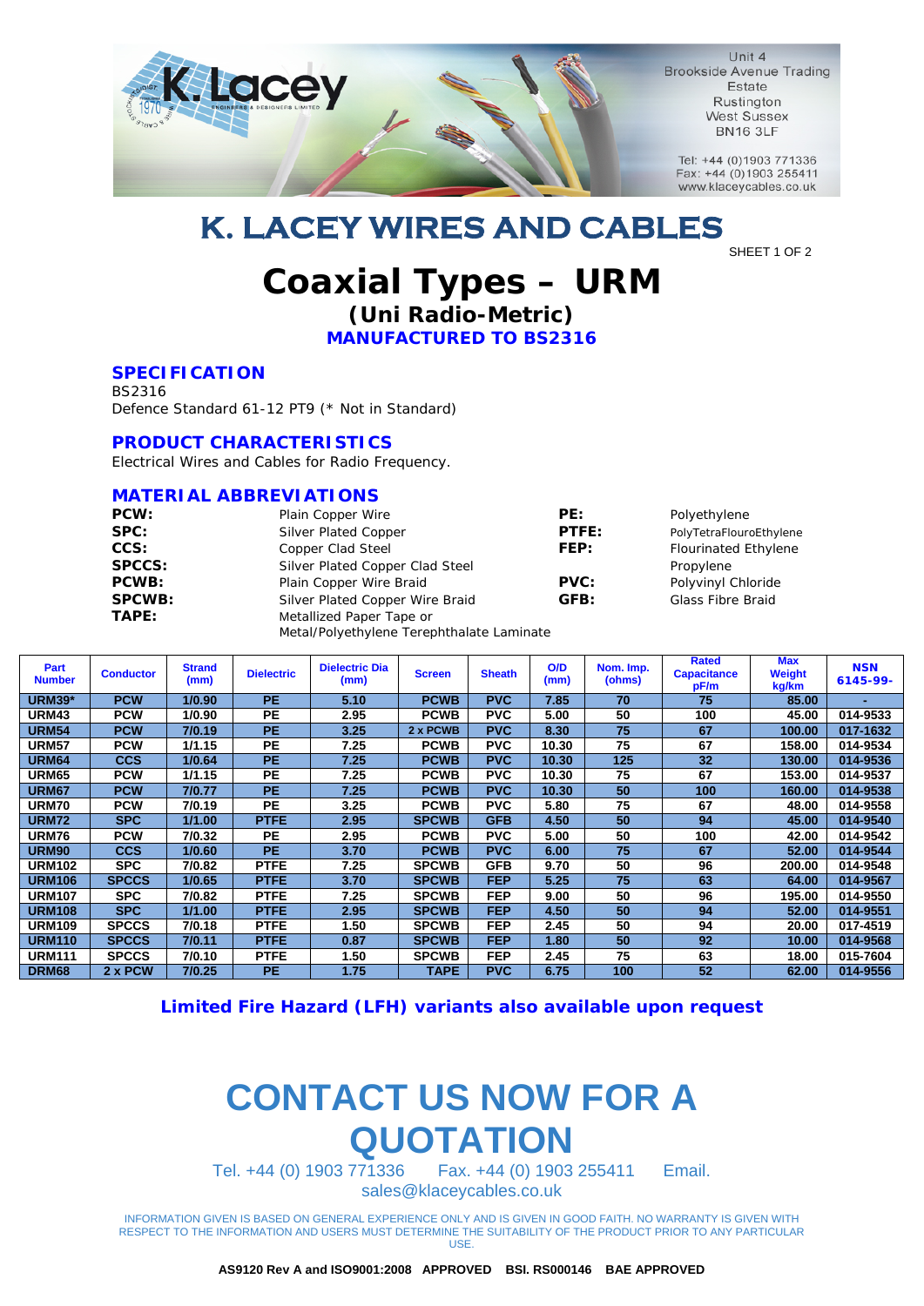Unit 4
Brookside Avenue Trading Estate
Rustington
West Sussex
BN16 3LF

Tel: +44 (0)1903 771336
Fax: +44 (0)1903 255411
www.klaceycables.co.uk

# K. LACEY WIRES AND CABLES

SHEET 1 OF 2

# Coaxial Types – URM

## (Uni Radio-Metric)

### MANUFACTURED TO BS2316

### SPECIFICATION

BS2316
Defence Standard 61-12 PT9 (* Not in Standard)

### PRODUCT CHARACTERISTICS

Electrical Wires and Cables for Radio Frequency.

### MATERIAL ABBREVIATIONS

**PCW:** Plain Copper Wire
**SPC:** Silver Plated Copper
**CCS:** Copper Clad Steel
**SPCCS:** Silver Plated Copper Clad Steel
**PCWB:** Plain Copper Wire Braid
**SPCWB:** Silver Plated Copper Wire Braid
**TAPE:** Metallized Paper Tape or Metal/Polyethylene Terephthalate Laminate

**PE:** Polyethylene
**PTFE:** PolyTetraFlouroEthylene
**FEP:** Flourinated Ethylene Propylene
**PVC:** Polyvinyl Chloride
**GFB:** Glass Fibre Braid

| Part Number | Conductor | Strand (mm) | Dielectric | Dielectric Dia (mm) | Screen | Sheath | O/D (mm) | Nom. Imp. (ohms) | Rated Capacitance pF/m | Max Weight kg/km | NSN 6145-99- |
|---|---|---|---|---|---|---|---|---|---|---|---|
| URM39* | PCW | 1/0.90 | PE | 5.10 | PCWB | PVC | 7.85 | 70 | 75 | 85.00 | - |
| URM43 | PCW | 1/0.90 | PE | 2.95 | PCWB | PVC | 5.00 | 50 | 100 | 45.00 | 014-9533 |
| URM54 | PCW | 7/0.19 | PE | 3.25 | 2 x PCWB | PVC | 8.30 | 75 | 67 | 100.00 | 017-1632 |
| URM57 | PCW | 1/1.15 | PE | 7.25 | PCWB | PVC | 10.30 | 75 | 67 | 158.00 | 014-9534 |
| URM64 | CCS | 1/0.64 | PE | 7.25 | PCWB | PVC | 10.30 | 125 | 32 | 130.00 | 014-9536 |
| URM65 | PCW | 1/1.15 | PE | 7.25 | PCWB | PVC | 10.30 | 75 | 67 | 153.00 | 014-9537 |
| URM67 | PCW | 7/0.77 | PE | 7.25 | PCWB | PVC | 10.30 | 50 | 100 | 160.00 | 014-9538 |
| URM70 | PCW | 7/0.19 | PE | 3.25 | PCWB | PVC | 5.80 | 75 | 67 | 48.00 | 014-9558 |
| URM72 | SPC | 1/1.00 | PTFE | 2.95 | SPCWB | GFB | 4.50 | 50 | 94 | 45.00 | 014-9540 |
| URM76 | PCW | 7/0.32 | PE | 2.95 | PCWB | PVC | 5.00 | 50 | 100 | 42.00 | 014-9542 |
| URM90 | CCS | 1/0.60 | PE | 3.70 | PCWB | PVC | 6.00 | 75 | 67 | 52.00 | 014-9544 |
| URM102 | SPC | 7/0.82 | PTFE | 7.25 | SPCWB | GFB | 9.70 | 50 | 96 | 200.00 | 014-9548 |
| URM106 | SPCCS | 1/0.65 | PTFE | 3.70 | SPCWB | FEP | 5.25 | 75 | 63 | 64.00 | 014-9567 |
| URM107 | SPC | 7/0.82 | PTFE | 7.25 | SPCWB | FEP | 9.00 | 50 | 96 | 195.00 | 014-9550 |
| URM108 | SPC | 1/1.00 | PTFE | 2.95 | SPCWB | FEP | 4.50 | 50 | 94 | 52.00 | 014-9551 |
| URM109 | SPCCS | 7/0.18 | PTFE | 1.50 | SPCWB | FEP | 2.45 | 50 | 94 | 20.00 | 017-4519 |
| URM110 | SPCCS | 7/0.11 | PTFE | 0.87 | SPCWB | FEP | 1.80 | 50 | 92 | 10.00 | 014-9568 |
| URM111 | SPCCS | 7/0.10 | PTFE | 1.50 | SPCWB | FEP | 2.45 | 75 | 63 | 18.00 | 015-7604 |
| DRM68 | 2 x PCW | 7/0.25 | PE | 1.75 | TAPE | PVC | 6.75 | 100 | 52 | 62.00 | 014-9556 |

**Limited Fire Hazard (LFH) variants also available upon request**

# CONTACT US NOW FOR A QUOTATION

Tel. +44 (0) 1903 771336 Fax. +44 (0) 1903 255411 Email. sales@klaceycables.co.uk

INFORMATION GIVEN IS BASED ON GENERAL EXPERIENCE ONLY AND IS GIVEN IN GOOD FAITH. NO WARRANTY IS GIVEN WITH RESPECT TO THE INFORMATION AND USERS MUST DETERMINE THE SUITABILITY OF THE PRODUCT PRIOR TO ANY PARTICULAR USE.

**AS9120 Rev A and ISO9001:2008 APPROVED BSI. RS000146 BAE APPROVED**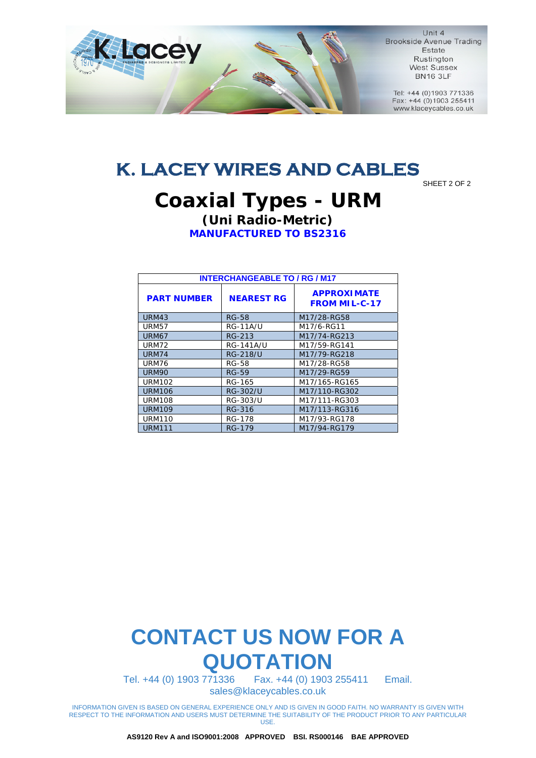Unit 4
Brookside Avenue Trading Estate
Rustington
West Sussex
BN16 3LF

Tel: +44 (0)1903 771336
Fax: +44 (0)1903 255411
www.klaceycables.co.uk

# K. LACEY WIRES AND CABLES

SHEET 2 OF 2

# Coaxial Types - URM

## (Uni Radio-Metric)

**MANUFACTURED TO BS2316**

| INTERCHANGEABLE TO / RG / M17 | | |
|---|---|---|
| **PART NUMBER** | **NEAREST RG** | **APPROXIMATE FROM MIL-C-17** |
| URM43 | RG-58 | M17/28-RG58 |
| URM57 | RG-11A/U | M17/6-RG11 |
| URM67 | RG-213 | M17/74-RG213 |
| URM72 | RG-141A/U | M17/59-RG141 |
| URM74 | RG-218/U | M17/79-RG218 |
| URM76 | RG-58 | M17/28-RG58 |
| URM90 | RG-59 | M17/29-RG59 |
| URM102 | RG-165 | M17/165-RG165 |
| URM106 | RG-302/U | M17/110-RG302 |
| URM108 | RG-303/U | M17/111-RG303 |
| URM109 | RG-316 | M17/113-RG316 |
| URM110 | RG-178 | M17/93-RG178 |
| URM111 | RG-179 | M17/94-RG179 |

# CONTACT US NOW FOR A QUOTATION

Tel. +44 (0) 1903 771336 Fax. +44 (0) 1903 255411 Email. sales@klaceycables.co.uk

INFORMATION GIVEN IS BASED ON GENERAL EXPERIENCE ONLY AND IS GIVEN IN GOOD FAITH. NO WARRANTY IS GIVEN WITH RESPECT TO THE INFORMATION AND USERS MUST DETERMINE THE SUITABILITY OF THE PRODUCT PRIOR TO ANY PARTICULAR USE.

**AS9120 Rev A and ISO9001:2008 APPROVED BSI. RS000146 BAE APPROVED**